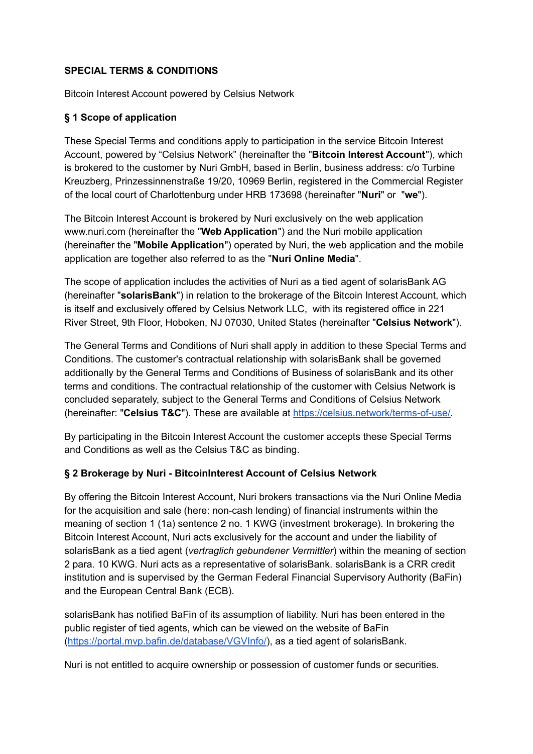**SPECIAL TERMS & CONDITIONS**

Bitcoin Interest Account powered by Celsius Network

**§ 1 Scope of application**

These Special Terms and conditions apply to participation in the service Bitcoin Interest Account, powered by "Celsius Network" (hereinafter the "**Bitcoin Interest Account**"), which is brokered to the customer by Nuri GmbH, based in Berlin, business address: c/o Turbine Kreuzberg, Prinzessinnenstraße 19/20, 10969 Berlin, registered in the Commercial Register of the local court of Charlottenburg under HRB 173698 (hereinafter "**Nuri**" or "**we**").

The Bitcoin Interest Account is brokered by Nuri exclusively on the web application www.nuri.com (hereinafter the "**Web Application**") and the Nuri mobile application (hereinafter the "**Mobile Application**") operated by Nuri, the web application and the mobile application are together also referred to as the "**Nuri Online Media**".

The scope of application includes the activities of Nuri as a tied agent of solarisBank AG (hereinafter "**solarisBank**") in relation to the brokerage of the Bitcoin Interest Account, which is itself and exclusively offered by Celsius Network LLC, with its registered office in 221 River Street, 9th Floor, Hoboken, NJ 07030, United States (hereinafter "**Celsius Network**").

The General Terms and Conditions of Nuri shall apply in addition to these Special Terms and Conditions. The customer's contractual relationship with solarisBank shall be governed additionally by the General Terms and Conditions of Business of solarisBank and its other terms and conditions. The contractual relationship of the customer with Celsius Network is concluded separately, subject to the General Terms and Conditions of Celsius Network (hereinafter: "**Celsius T&C**"). These are available at https://celsius.network/terms-of-use/.

By participating in the Bitcoin Interest Account the customer accepts these Special Terms and Conditions as well as the Celsius T&C as binding.

**§ 2 Brokerage by Nuri - BitcoinInterest Account of Celsius Network**

By offering the Bitcoin Interest Account, Nuri brokers transactions via the Nuri Online Media for the acquisition and sale (here: non-cash lending) of financial instruments within the meaning of section 1 (1a) sentence 2 no. 1 KWG (investment brokerage). In brokering the Bitcoin Interest Account, Nuri acts exclusively for the account and under the liability of solarisBank as a tied agent (*vertraglich gebundener Vermittler*) within the meaning of section 2 para. 10 KWG. Nuri acts as a representative of solarisBank. solarisBank is a CRR credit institution and is supervised by the German Federal Financial Supervisory Authority (BaFin) and the European Central Bank (ECB).

solarisBank has notified BaFin of its assumption of liability. Nuri has been entered in the public register of tied agents, which can be viewed on the website of BaFin (https://portal.mvp.bafin.de/database/VGVInfo/), as a tied agent of solarisBank.

Nuri is not entitled to acquire ownership or possession of customer funds or securities.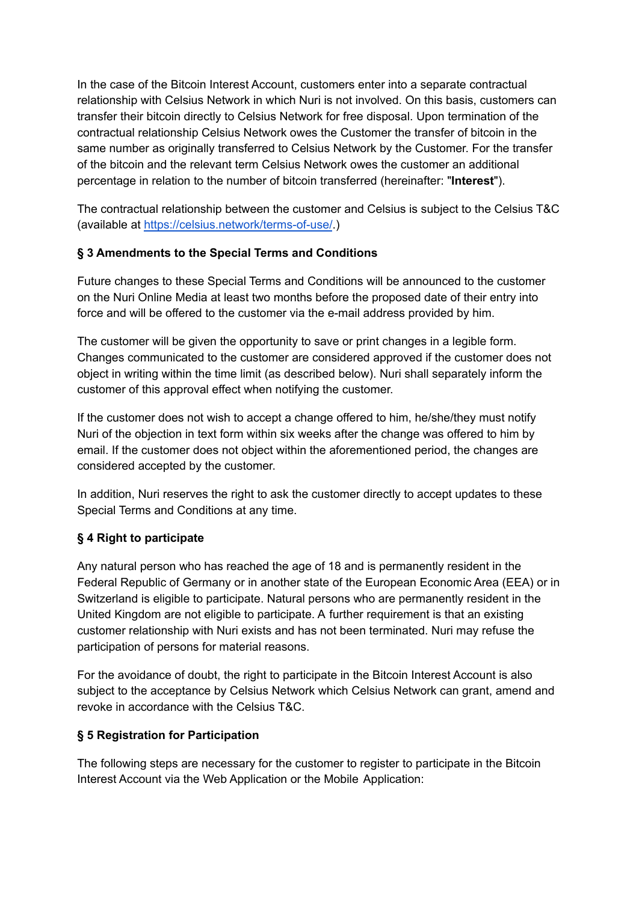In the case of the Bitcoin Interest Account, customers enter into a separate contractual relationship with Celsius Network in which Nuri is not involved. On this basis, customers can transfer their bitcoin directly to Celsius Network for free disposal. Upon termination of the contractual relationship Celsius Network owes the Customer the transfer of bitcoin in the same number as originally transferred to Celsius Network by the Customer. For the transfer of the bitcoin and the relevant term Celsius Network owes the customer an additional percentage in relation to the number of bitcoin transferred (hereinafter: "**Interest**").

The contractual relationship between the customer and Celsius is subject to the Celsius T&C (available at [https://celsius.network/terms-of-use/](https://celsius.network/terms-of-use/).)

### § 3 Amendments to the Special Terms and Conditions

Future changes to these Special Terms and Conditions will be announced to the customer on the Nuri Online Media at least two months before the proposed date of their entry into force and will be offered to the customer via the e-mail address provided by him.

The customer will be given the opportunity to save or print changes in a legible form. Changes communicated to the customer are considered approved if the customer does not object in writing within the time limit (as described below). Nuri shall separately inform the customer of this approval effect when notifying the customer.

If the customer does not wish to accept a change offered to him, he/she/they must notify Nuri of the objection in text form within six weeks after the change was offered to him by email. If the customer does not object within the aforementioned period, the changes are considered accepted by the customer.

In addition, Nuri reserves the right to ask the customer directly to accept updates to these Special Terms and Conditions at any time.

### § 4 Right to participate

Any natural person who has reached the age of 18 and is permanently resident in the Federal Republic of Germany or in another state of the European Economic Area (EEA) or in Switzerland is eligible to participate. Natural persons who are permanently resident in the United Kingdom are not eligible to participate. A further requirement is that an existing customer relationship with Nuri exists and has not been terminated. Nuri may refuse the participation of persons for material reasons.

For the avoidance of doubt, the right to participate in the Bitcoin Interest Account is also subject to the acceptance by Celsius Network which Celsius Network can grant, amend and revoke in accordance with the Celsius T&C.

### § 5 Registration for Participation

The following steps are necessary for the customer to register to participate in the Bitcoin Interest Account via the Web Application or the Mobile Application: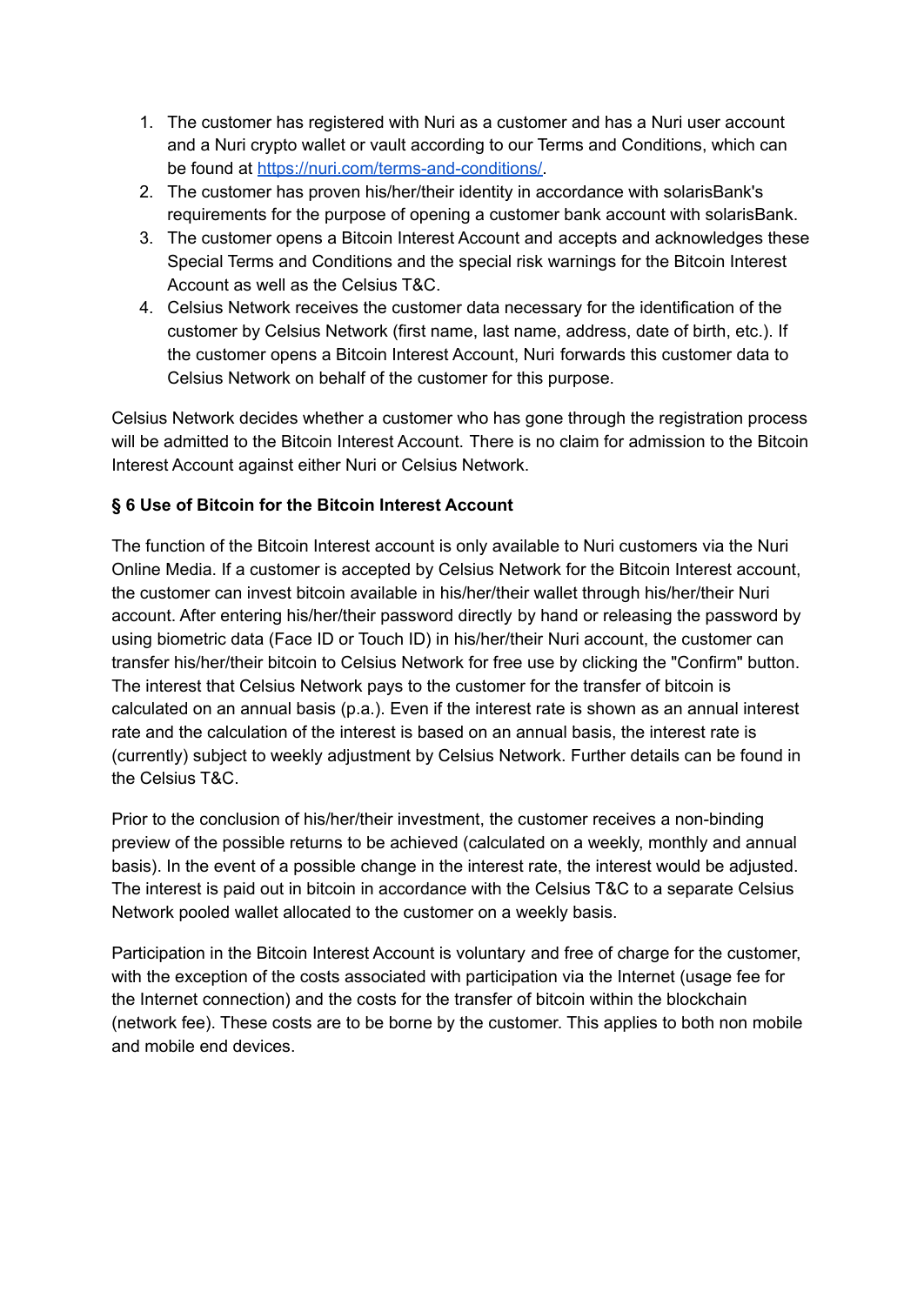1. The customer has registered with Nuri as a customer and has a Nuri user account and a Nuri crypto wallet or vault according to our Terms and Conditions, which can be found at [https://nuri.com/terms-and-conditions/](https://nuri.com/terms-and-conditions/).
2. The customer has proven his/her/their identity in accordance with solarisBank's requirements for the purpose of opening a customer bank account with solarisBank.
3. The customer opens a Bitcoin Interest Account and accepts and acknowledges these Special Terms and Conditions and the special risk warnings for the Bitcoin Interest Account as well as the Celsius T&C.
4. Celsius Network receives the customer data necessary for the identification of the customer by Celsius Network (first name, last name, address, date of birth, etc.). If the customer opens a Bitcoin Interest Account, Nuri forwards this customer data to Celsius Network on behalf of the customer for this purpose.

Celsius Network decides whether a customer who has gone through the registration process will be admitted to the Bitcoin Interest Account. There is no claim for admission to the Bitcoin Interest Account against either Nuri or Celsius Network.

**§ 6 Use of Bitcoin for the Bitcoin Interest Account**

The function of the Bitcoin Interest account is only available to Nuri customers via the Nuri Online Media. If a customer is accepted by Celsius Network for the Bitcoin Interest account, the customer can invest bitcoin available in his/her/their wallet through his/her/their Nuri account. After entering his/her/their password directly by hand or releasing the password by using biometric data (Face ID or Touch ID) in his/her/their Nuri account, the customer can transfer his/her/their bitcoin to Celsius Network for free use by clicking the "Confirm" button. The interest that Celsius Network pays to the customer for the transfer of bitcoin is calculated on an annual basis (p.a.). Even if the interest rate is shown as an annual interest rate and the calculation of the interest is based on an annual basis, the interest rate is (currently) subject to weekly adjustment by Celsius Network. Further details can be found in the Celsius T&C.

Prior to the conclusion of his/her/their investment, the customer receives a non-binding preview of the possible returns to be achieved (calculated on a weekly, monthly and annual basis). In the event of a possible change in the interest rate, the interest would be adjusted. The interest is paid out in bitcoin in accordance with the Celsius T&C to a separate Celsius Network pooled wallet allocated to the customer on a weekly basis.

Participation in the Bitcoin Interest Account is voluntary and free of charge for the customer, with the exception of the costs associated with participation via the Internet (usage fee for the Internet connection) and the costs for the transfer of bitcoin within the blockchain (network fee). These costs are to be borne by the customer. This applies to both non mobile and mobile end devices.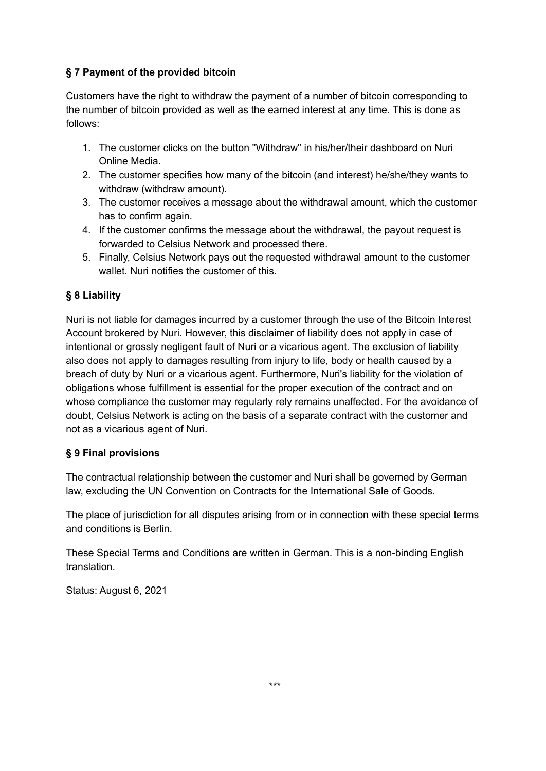**§ 7 Payment of the provided bitcoin**

Customers have the right to withdraw the payment of a number of bitcoin corresponding to the number of bitcoin provided as well as the earned interest at any time. This is done as follows:

1. The customer clicks on the button "Withdraw" in his/her/their dashboard on Nuri Online Media.
2. The customer specifies how many of the bitcoin (and interest) he/she/they wants to withdraw (withdraw amount).
3. The customer receives a message about the withdrawal amount, which the customer has to confirm again.
4. If the customer confirms the message about the withdrawal, the payout request is forwarded to Celsius Network and processed there.
5. Finally, Celsius Network pays out the requested withdrawal amount to the customer wallet. Nuri notifies the customer of this.

**§ 8 Liability**

Nuri is not liable for damages incurred by a customer through the use of the Bitcoin Interest Account brokered by Nuri. However, this disclaimer of liability does not apply in case of intentional or grossly negligent fault of Nuri or a vicarious agent. The exclusion of liability also does not apply to damages resulting from injury to life, body or health caused by a breach of duty by Nuri or a vicarious agent. Furthermore, Nuri's liability for the violation of obligations whose fulfillment is essential for the proper execution of the contract and on whose compliance the customer may regularly rely remains unaffected. For the avoidance of doubt, Celsius Network is acting on the basis of a separate contract with the customer and not as a vicarious agent of Nuri.

**§ 9 Final provisions**

The contractual relationship between the customer and Nuri shall be governed by German law, excluding the UN Convention on Contracts for the International Sale of Goods.

The place of jurisdiction for all disputes arising from or in connection with these special terms and conditions is Berlin.

These Special Terms and Conditions are written in German. This is a non-binding English translation.

Status: August 6, 2021

***